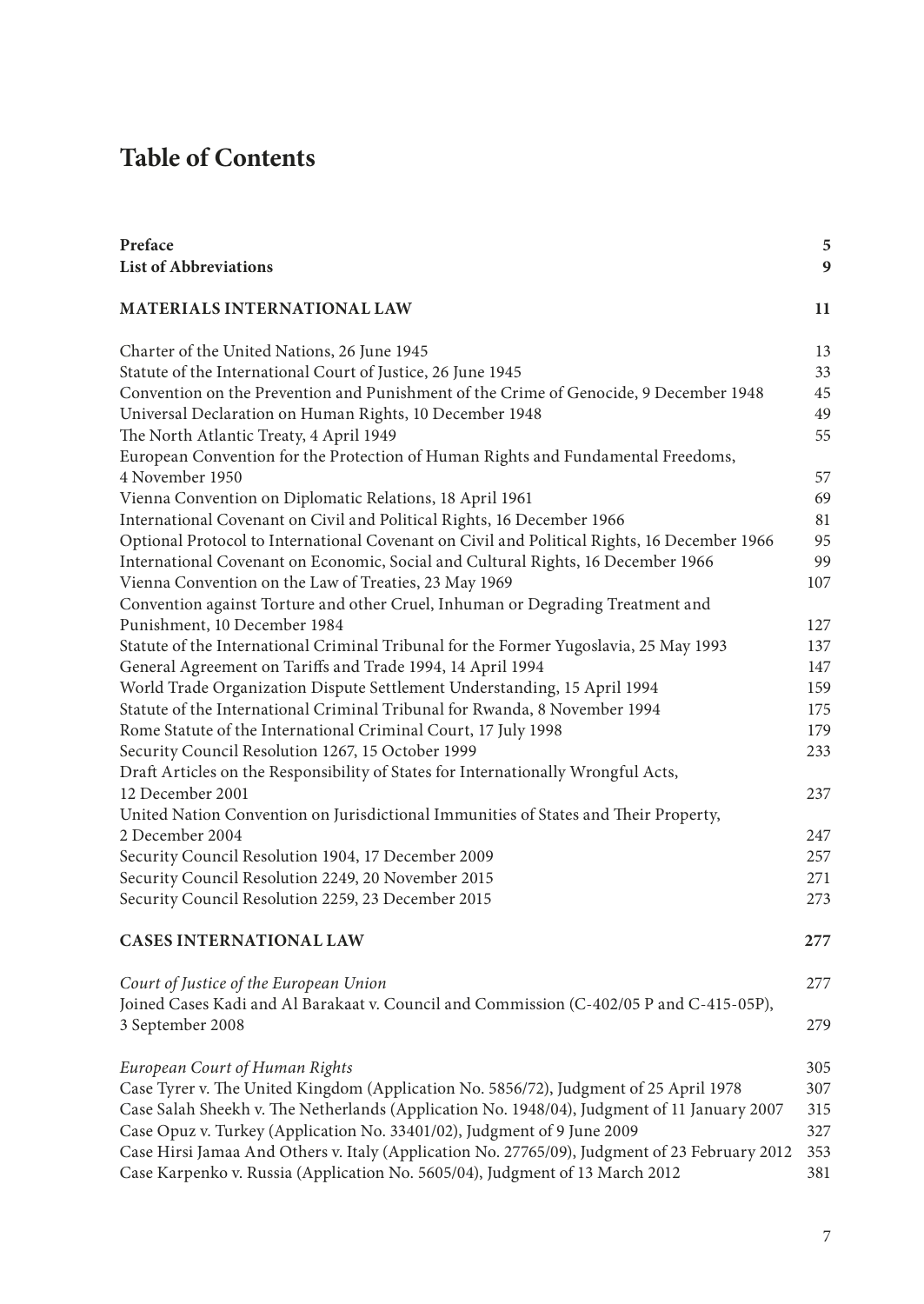# Table of Contents

| | |
|---|---|
| **Preface** | **5** |
| **List of Abbreviations** | **9** |
| | |
| **MATERIALS INTERNATIONAL LAW** | **11** |
| | |
| Charter of the United Nations, 26 June 1945 | 13 |
| Statute of the International Court of Justice, 26 June 1945 | 33 |
| Convention on the Prevention and Punishment of the Crime of Genocide, 9 December 1948 | 45 |
| Universal Declaration on Human Rights, 10 December 1948 | 49 |
| The North Atlantic Treaty, 4 April 1949 | 55 |
| European Convention for the Protection of Human Rights and Fundamental Freedoms, 4 November 1950 | 57 |
| Vienna Convention on Diplomatic Relations, 18 April 1961 | 69 |
| International Covenant on Civil and Political Rights, 16 December 1966 | 81 |
| Optional Protocol to International Covenant on Civil and Political Rights, 16 December 1966 | 95 |
| International Covenant on Economic, Social and Cultural Rights, 16 December 1966 | 99 |
| Vienna Convention on the Law of Treaties, 23 May 1969 | 107 |
| Convention against Torture and other Cruel, Inhuman or Degrading Treatment and Punishment, 10 December 1984 | 127 |
| Statute of the International Criminal Tribunal for the Former Yugoslavia, 25 May 1993 | 137 |
| General Agreement on Tariffs and Trade 1994, 14 April 1994 | 147 |
| World Trade Organization Dispute Settlement Understanding, 15 April 1994 | 159 |
| Statute of the International Criminal Tribunal for Rwanda, 8 November 1994 | 175 |
| Rome Statute of the International Criminal Court, 17 July 1998 | 179 |
| Security Council Resolution 1267, 15 October 1999 | 233 |
| Draft Articles on the Responsibility of States for Internationally Wrongful Acts, 12 December 2001 | 237 |
| United Nation Convention on Jurisdictional Immunities of States and Their Property, 2 December 2004 | 247 |
| Security Council Resolution 1904, 17 December 2009 | 257 |
| Security Council Resolution 2249, 20 November 2015 | 271 |
| Security Council Resolution 2259, 23 December 2015 | 273 |
| | |
| **CASES INTERNATIONAL LAW** | **277** |
| | |
| *Court of Justice of the European Union* | 277 |
| Joined Cases Kadi and Al Barakaat v. Council and Commission (C-402/05 P and C-415-05P), 3 September 2008 | 279 |
| | |
| *European Court of Human Rights* | 305 |
| Case Tyrer v. The United Kingdom (Application No. 5856/72), Judgment of 25 April 1978 | 307 |
| Case Salah Sheekh v. The Netherlands (Application No. 1948/04), Judgment of 11 January 2007 | 315 |
| Case Opuz v. Turkey (Application No. 33401/02), Judgment of 9 June 2009 | 327 |
| Case Hirsi Jamaa And Others v. Italy (Application No. 27765/09), Judgment of 23 February 2012 | 353 |
| Case Karpenko v. Russia (Application No. 5605/04), Judgment of 13 March 2012 | 381 |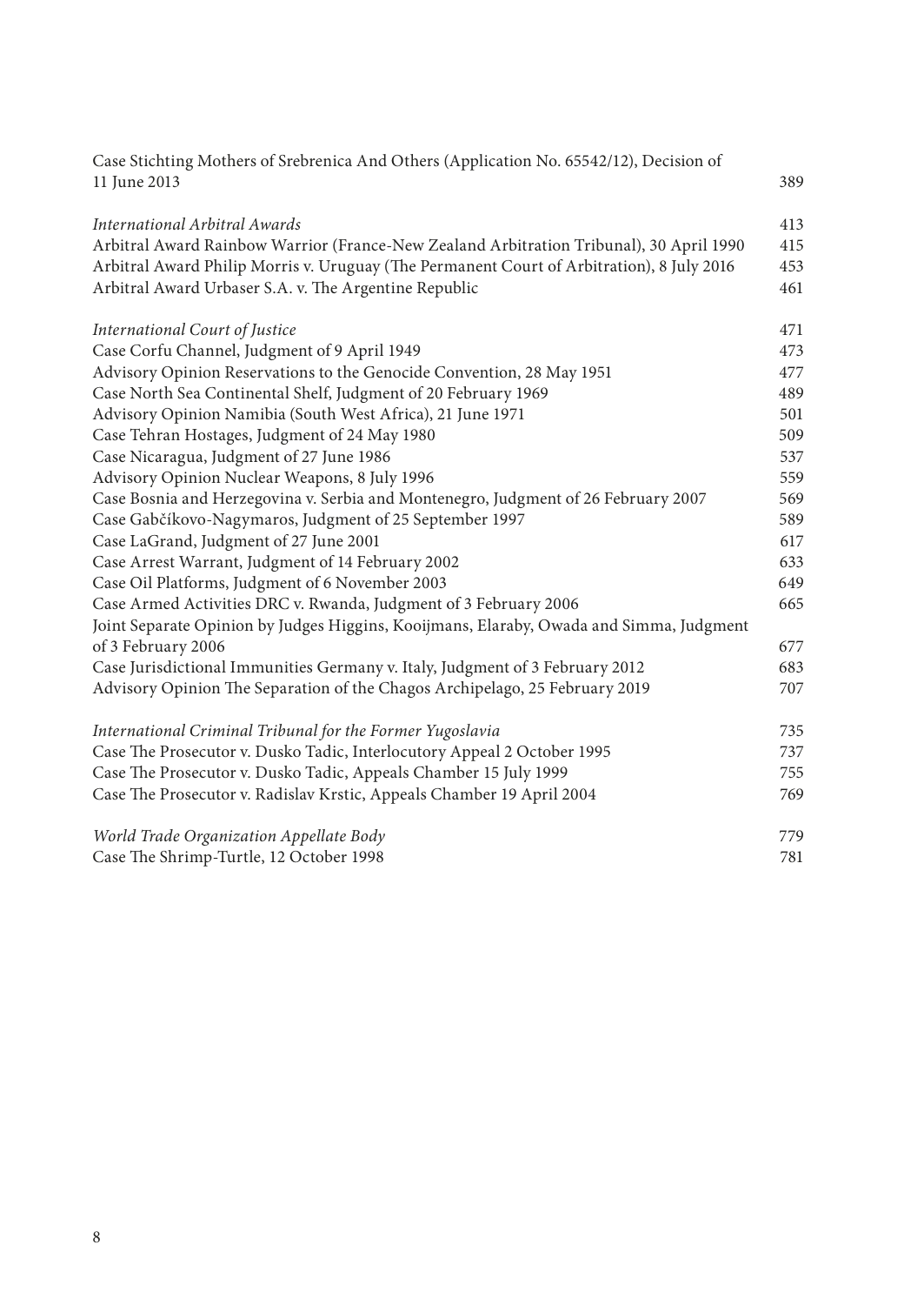Case Stichting Mothers of Srebrenica And Others (Application No. 65542/12), Decision of 11 June 2013 389

*International Arbitral Awards* 413
Arbitral Award Rainbow Warrior (France-New Zealand Arbitration Tribunal), 30 April 1990 415
Arbitral Award Philip Morris v. Uruguay (The Permanent Court of Arbitration), 8 July 2016 453
Arbitral Award Urbaser S.A. v. The Argentine Republic 461

*International Court of Justice* 471
Case Corfu Channel, Judgment of 9 April 1949 473
Advisory Opinion Reservations to the Genocide Convention, 28 May 1951 477
Case North Sea Continental Shelf, Judgment of 20 February 1969 489
Advisory Opinion Namibia (South West Africa), 21 June 1971 501
Case Tehran Hostages, Judgment of 24 May 1980 509
Case Nicaragua, Judgment of 27 June 1986 537
Advisory Opinion Nuclear Weapons, 8 July 1996 559
Case Bosnia and Herzegovina v. Serbia and Montenegro, Judgment of 26 February 2007 569
Case Gabčíkovo-Nagymaros, Judgment of 25 September 1997 589
Case LaGrand, Judgment of 27 June 2001 617
Case Arrest Warrant, Judgment of 14 February 2002 633
Case Oil Platforms, Judgment of 6 November 2003 649
Case Armed Activities DRC v. Rwanda, Judgment of 3 February 2006 665
Joint Separate Opinion by Judges Higgins, Kooijmans, Elaraby, Owada and Simma, Judgment of 3 February 2006 677
Case Jurisdictional Immunities Germany v. Italy, Judgment of 3 February 2012 683
Advisory Opinion The Separation of the Chagos Archipelago, 25 February 2019 707

*International Criminal Tribunal for the Former Yugoslavia* 735
Case The Prosecutor v. Dusko Tadic, Interlocutory Appeal 2 October 1995 737
Case The Prosecutor v. Dusko Tadic, Appeals Chamber 15 July 1999 755
Case The Prosecutor v. Radislav Krstic, Appeals Chamber 19 April 2004 769

*World Trade Organization Appellate Body* 779
Case The Shrimp-Turtle, 12 October 1998 781